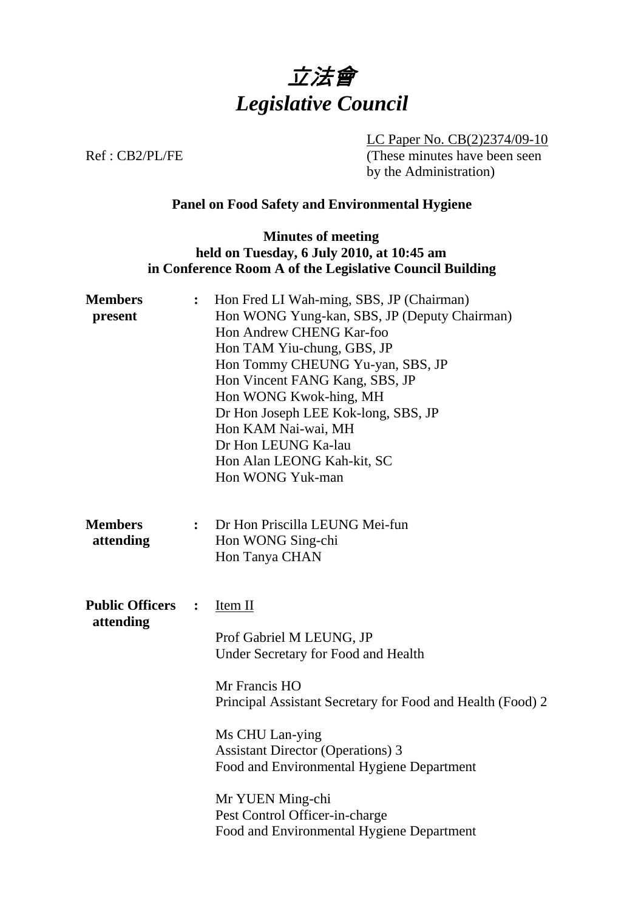# 立法會
# *Legislative Council*

Ref : CB2/PL/FE

LC Paper No. CB(2)2374/09-10
(These minutes have been seen by the Administration)

## Panel on Food Safety and Environmental Hygiene

### Minutes of meeting held on Tuesday, 6 July 2010, at 10:45 am in Conference Room A of the Legislative Council Building

**Members present** :

Hon Fred LI Wah-ming, SBS, JP (Chairman)
Hon WONG Yung-kan, SBS, JP (Deputy Chairman)
Hon Andrew CHENG Kar-foo
Hon TAM Yiu-chung, GBS, JP
Hon Tommy CHEUNG Yu-yan, SBS, JP
Hon Vincent FANG Kang, SBS, JP
Hon WONG Kwok-hing, MH
Dr Hon Joseph LEE Kok-long, SBS, JP
Hon KAM Nai-wai, MH
Dr Hon LEUNG Ka-lau
Hon Alan LEONG Kah-kit, SC
Hon WONG Yuk-man

**Members attending** :

Dr Hon Priscilla LEUNG Mei-fun
Hon WONG Sing-chi
Hon Tanya CHAN

**Public Officers attending** :

Item II

Prof Gabriel M LEUNG, JP
Under Secretary for Food and Health

Mr Francis HO
Principal Assistant Secretary for Food and Health (Food) 2

Ms CHU Lan-ying
Assistant Director (Operations) 3
Food and Environmental Hygiene Department

Mr YUEN Ming-chi
Pest Control Officer-in-charge
Food and Environmental Hygiene Department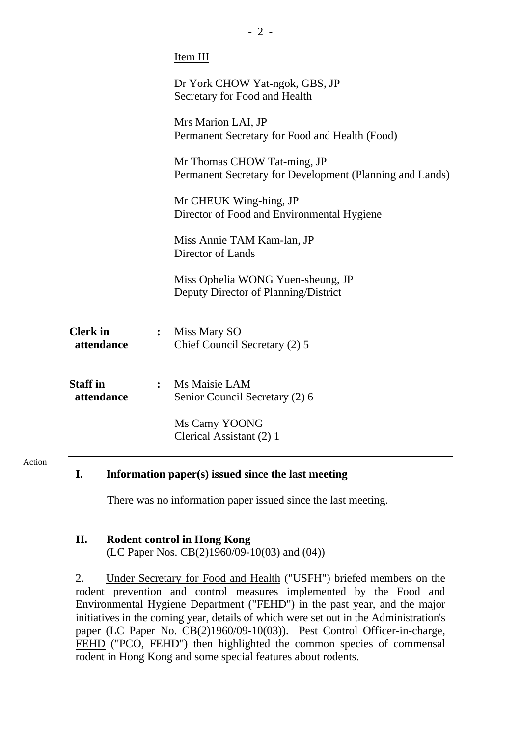Item III

Dr York CHOW Yat-ngok, GBS, JP
Secretary for Food and Health

Mrs Marion LAI, JP
Permanent Secretary for Food and Health (Food)

Mr Thomas CHOW Tat-ming, JP
Permanent Secretary for Development (Planning and Lands)

Mr CHEUK Wing-hing, JP
Director of Food and Environmental Hygiene

Miss Annie TAM Kam-lan, JP
Director of Lands

Miss Ophelia WONG Yuen-sheung, JP
Deputy Director of Planning/District

**Clerk in attendance** : Miss Mary SO
Chief Council Secretary (2) 5

**Staff in attendance** : Ms Maisie LAM
Senior Council Secretary (2) 6

Ms Camy YOONG
Clerical Assistant (2) 1

---

Action

## I. Information paper(s) issued since the last meeting

There was no information paper issued since the last meeting.

## II. Rodent control in Hong Kong

(LC Paper Nos. CB(2)1960/09-10(03) and (04))

2. Under Secretary for Food and Health ("USFH") briefed members on the rodent prevention and control measures implemented by the Food and Environmental Hygiene Department ("FEHD") in the past year, and the major initiatives in the coming year, details of which were set out in the Administration's paper (LC Paper No. CB(2)1960/09-10(03)). Pest Control Officer-in-charge, FEHD ("PCO, FEHD") then highlighted the common species of commensal rodent in Hong Kong and some special features about rodents.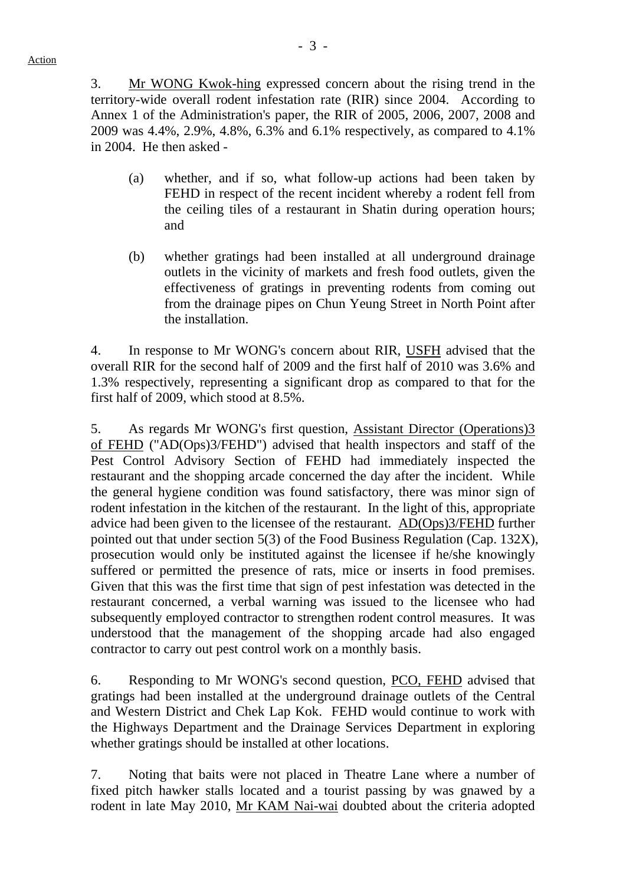Action

3. Mr WONG Kwok-hing expressed concern about the rising trend in the territory-wide overall rodent infestation rate (RIR) since 2004. According to Annex 1 of the Administration's paper, the RIR of 2005, 2006, 2007, 2008 and 2009 was 4.4%, 2.9%, 4.8%, 6.3% and 6.1% respectively, as compared to 4.1% in 2004. He then asked -

(a) whether, and if so, what follow-up actions had been taken by FEHD in respect of the recent incident whereby a rodent fell from the ceiling tiles of a restaurant in Shatin during operation hours; and

(b) whether gratings had been installed at all underground drainage outlets in the vicinity of markets and fresh food outlets, given the effectiveness of gratings in preventing rodents from coming out from the drainage pipes on Chun Yeung Street in North Point after the installation.

4. In response to Mr WONG's concern about RIR, USFH advised that the overall RIR for the second half of 2009 and the first half of 2010 was 3.6% and 1.3% respectively, representing a significant drop as compared to that for the first half of 2009, which stood at 8.5%.

5. As regards Mr WONG's first question, Assistant Director (Operations)3 of FEHD ("AD(Ops)3/FEHD") advised that health inspectors and staff of the Pest Control Advisory Section of FEHD had immediately inspected the restaurant and the shopping arcade concerned the day after the incident. While the general hygiene condition was found satisfactory, there was minor sign of rodent infestation in the kitchen of the restaurant. In the light of this, appropriate advice had been given to the licensee of the restaurant. AD(Ops)3/FEHD further pointed out that under section 5(3) of the Food Business Regulation (Cap. 132X), prosecution would only be instituted against the licensee if he/she knowingly suffered or permitted the presence of rats, mice or inserts in food premises. Given that this was the first time that sign of pest infestation was detected in the restaurant concerned, a verbal warning was issued to the licensee who had subsequently employed contractor to strengthen rodent control measures. It was understood that the management of the shopping arcade had also engaged contractor to carry out pest control work on a monthly basis.

6. Responding to Mr WONG's second question, PCO, FEHD advised that gratings had been installed at the underground drainage outlets of the Central and Western District and Chek Lap Kok. FEHD would continue to work with the Highways Department and the Drainage Services Department in exploring whether gratings should be installed at other locations.

7. Noting that baits were not placed in Theatre Lane where a number of fixed pitch hawker stalls located and a tourist passing by was gnawed by a rodent in late May 2010, Mr KAM Nai-wai doubted about the criteria adopted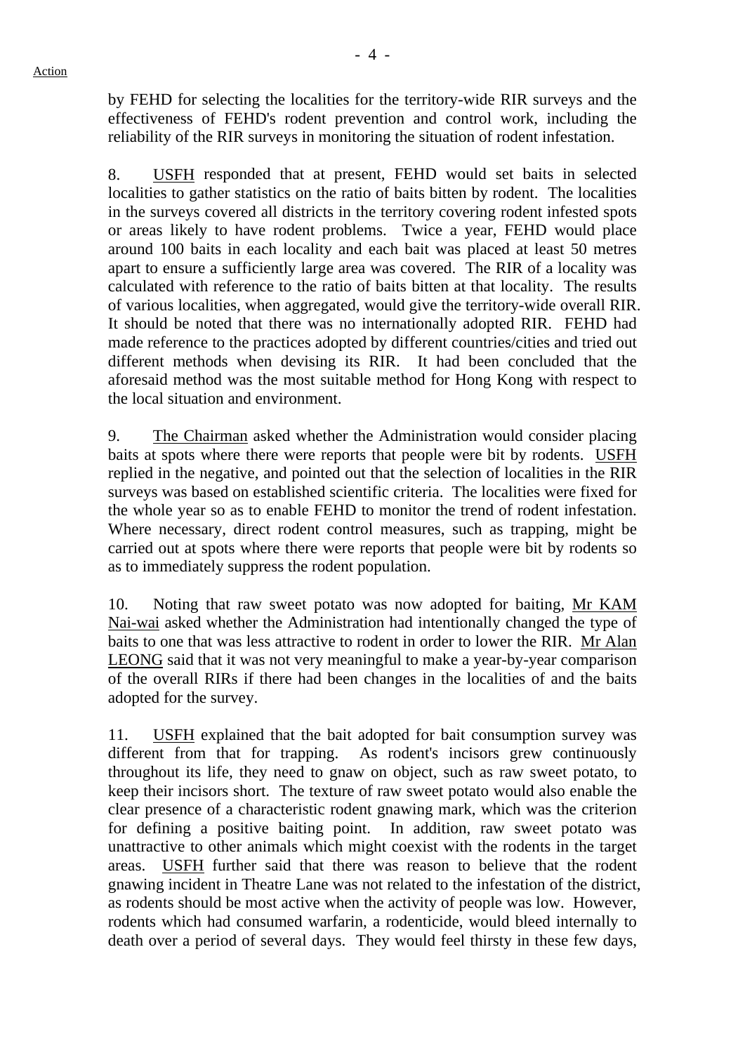by FEHD for selecting the localities for the territory-wide RIR surveys and the effectiveness of FEHD's rodent prevention and control work, including the reliability of the RIR surveys in monitoring the situation of rodent infestation.

8. USFH responded that at present, FEHD would set baits in selected localities to gather statistics on the ratio of baits bitten by rodent. The localities in the surveys covered all districts in the territory covering rodent infested spots or areas likely to have rodent problems. Twice a year, FEHD would place around 100 baits in each locality and each bait was placed at least 50 metres apart to ensure a sufficiently large area was covered. The RIR of a locality was calculated with reference to the ratio of baits bitten at that locality. The results of various localities, when aggregated, would give the territory-wide overall RIR. It should be noted that there was no internationally adopted RIR. FEHD had made reference to the practices adopted by different countries/cities and tried out different methods when devising its RIR. It had been concluded that the aforesaid method was the most suitable method for Hong Kong with respect to the local situation and environment.

9. The Chairman asked whether the Administration would consider placing baits at spots where there were reports that people were bit by rodents. USFH replied in the negative, and pointed out that the selection of localities in the RIR surveys was based on established scientific criteria. The localities were fixed for the whole year so as to enable FEHD to monitor the trend of rodent infestation. Where necessary, direct rodent control measures, such as trapping, might be carried out at spots where there were reports that people were bit by rodents so as to immediately suppress the rodent population.

10. Noting that raw sweet potato was now adopted for baiting, Mr KAM Nai-wai asked whether the Administration had intentionally changed the type of baits to one that was less attractive to rodent in order to lower the RIR. Mr Alan LEONG said that it was not very meaningful to make a year-by-year comparison of the overall RIRs if there had been changes in the localities of and the baits adopted for the survey.

11. USFH explained that the bait adopted for bait consumption survey was different from that for trapping. As rodent's incisors grew continuously throughout its life, they need to gnaw on object, such as raw sweet potato, to keep their incisors short. The texture of raw sweet potato would also enable the clear presence of a characteristic rodent gnawing mark, which was the criterion for defining a positive baiting point. In addition, raw sweet potato was unattractive to other animals which might coexist with the rodents in the target areas. USFH further said that there was reason to believe that the rodent gnawing incident in Theatre Lane was not related to the infestation of the district, as rodents should be most active when the activity of people was low. However, rodents which had consumed warfarin, a rodenticide, would bleed internally to death over a period of several days. They would feel thirsty in these few days,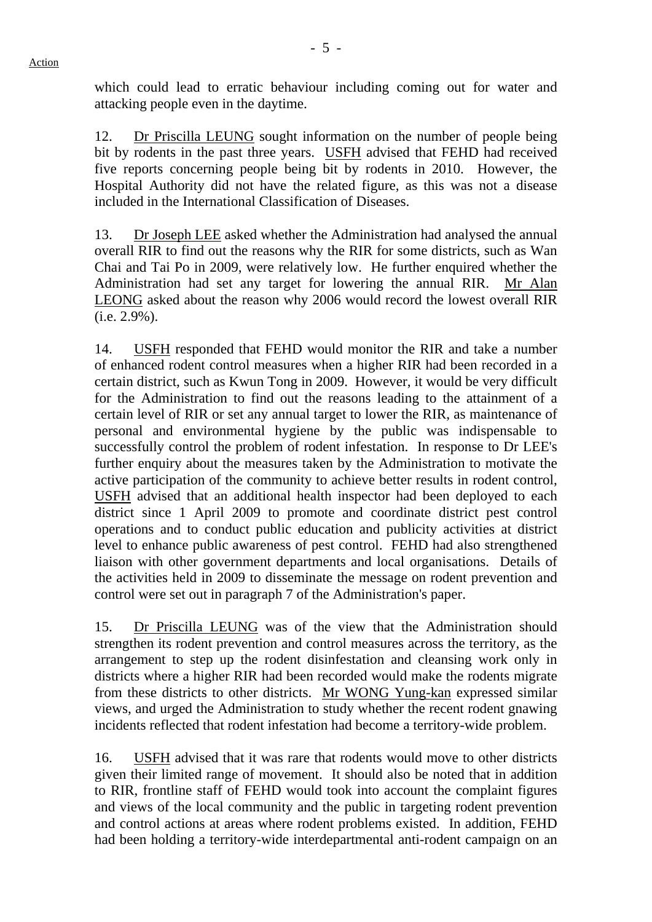which could lead to erratic behaviour including coming out for water and attacking people even in the daytime.

12. Dr Priscilla LEUNG sought information on the number of people being bit by rodents in the past three years. USFH advised that FEHD had received five reports concerning people being bit by rodents in 2010. However, the Hospital Authority did not have the related figure, as this was not a disease included in the International Classification of Diseases.

13. Dr Joseph LEE asked whether the Administration had analysed the annual overall RIR to find out the reasons why the RIR for some districts, such as Wan Chai and Tai Po in 2009, were relatively low. He further enquired whether the Administration had set any target for lowering the annual RIR. Mr Alan LEONG asked about the reason why 2006 would record the lowest overall RIR (i.e. 2.9%).

14. USFH responded that FEHD would monitor the RIR and take a number of enhanced rodent control measures when a higher RIR had been recorded in a certain district, such as Kwun Tong in 2009. However, it would be very difficult for the Administration to find out the reasons leading to the attainment of a certain level of RIR or set any annual target to lower the RIR, as maintenance of personal and environmental hygiene by the public was indispensable to successfully control the problem of rodent infestation. In response to Dr LEE's further enquiry about the measures taken by the Administration to motivate the active participation of the community to achieve better results in rodent control, USFH advised that an additional health inspector had been deployed to each district since 1 April 2009 to promote and coordinate district pest control operations and to conduct public education and publicity activities at district level to enhance public awareness of pest control. FEHD had also strengthened liaison with other government departments and local organisations. Details of the activities held in 2009 to disseminate the message on rodent prevention and control were set out in paragraph 7 of the Administration's paper.

15. Dr Priscilla LEUNG was of the view that the Administration should strengthen its rodent prevention and control measures across the territory, as the arrangement to step up the rodent disinfestation and cleansing work only in districts where a higher RIR had been recorded would make the rodents migrate from these districts to other districts. Mr WONG Yung-kan expressed similar views, and urged the Administration to study whether the recent rodent gnawing incidents reflected that rodent infestation had become a territory-wide problem.

16. USFH advised that it was rare that rodents would move to other districts given their limited range of movement. It should also be noted that in addition to RIR, frontline staff of FEHD would took into account the complaint figures and views of the local community and the public in targeting rodent prevention and control actions at areas where rodent problems existed. In addition, FEHD had been holding a territory-wide interdepartmental anti-rodent campaign on an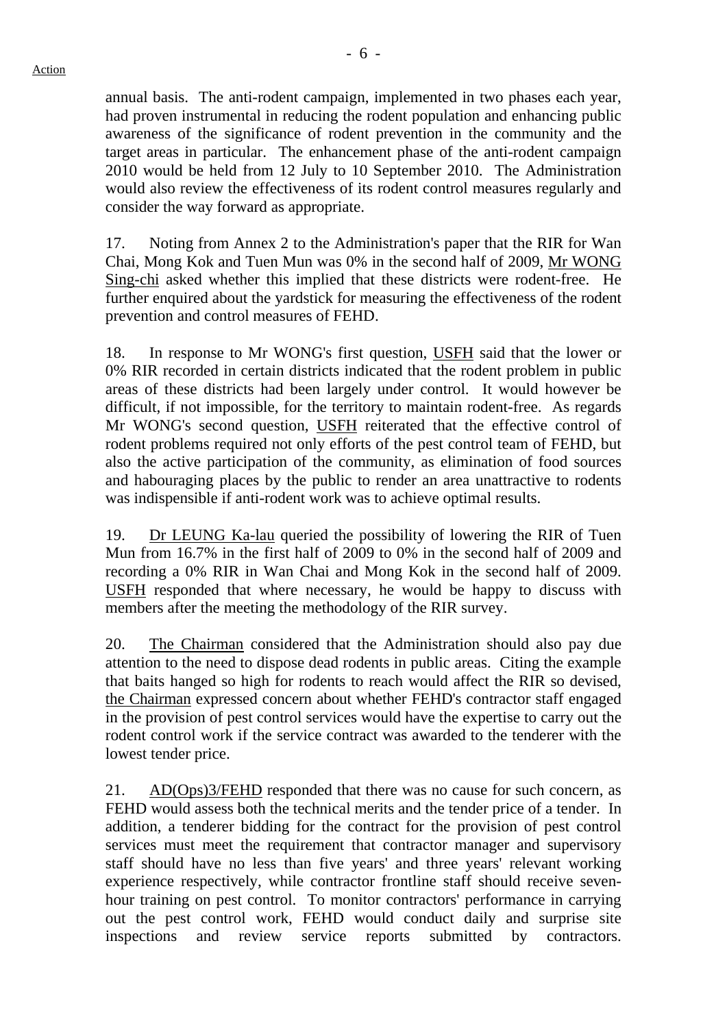annual basis. The anti-rodent campaign, implemented in two phases each year, had proven instrumental in reducing the rodent population and enhancing public awareness of the significance of rodent prevention in the community and the target areas in particular. The enhancement phase of the anti-rodent campaign 2010 would be held from 12 July to 10 September 2010. The Administration would also review the effectiveness of its rodent control measures regularly and consider the way forward as appropriate.

17. Noting from Annex 2 to the Administration's paper that the RIR for Wan Chai, Mong Kok and Tuen Mun was 0% in the second half of 2009, Mr WONG Sing-chi asked whether this implied that these districts were rodent-free. He further enquired about the yardstick for measuring the effectiveness of the rodent prevention and control measures of FEHD.

18. In response to Mr WONG's first question, USFH said that the lower or 0% RIR recorded in certain districts indicated that the rodent problem in public areas of these districts had been largely under control. It would however be difficult, if not impossible, for the territory to maintain rodent-free. As regards Mr WONG's second question, USFH reiterated that the effective control of rodent problems required not only efforts of the pest control team of FEHD, but also the active participation of the community, as elimination of food sources and habouraging places by the public to render an area unattractive to rodents was indispensible if anti-rodent work was to achieve optimal results.

19. Dr LEUNG Ka-lau queried the possibility of lowering the RIR of Tuen Mun from 16.7% in the first half of 2009 to 0% in the second half of 2009 and recording a 0% RIR in Wan Chai and Mong Kok in the second half of 2009. USFH responded that where necessary, he would be happy to discuss with members after the meeting the methodology of the RIR survey.

20. The Chairman considered that the Administration should also pay due attention to the need to dispose dead rodents in public areas. Citing the example that baits hanged so high for rodents to reach would affect the RIR so devised, the Chairman expressed concern about whether FEHD's contractor staff engaged in the provision of pest control services would have the expertise to carry out the rodent control work if the service contract was awarded to the tenderer with the lowest tender price.

21. AD(Ops)3/FEHD responded that there was no cause for such concern, as FEHD would assess both the technical merits and the tender price of a tender. In addition, a tenderer bidding for the contract for the provision of pest control services must meet the requirement that contractor manager and supervisory staff should have no less than five years' and three years' relevant working experience respectively, while contractor frontline staff should receive seven-hour training on pest control. To monitor contractors' performance in carrying out the pest control work, FEHD would conduct daily and surprise site inspections and review service reports submitted by contractors.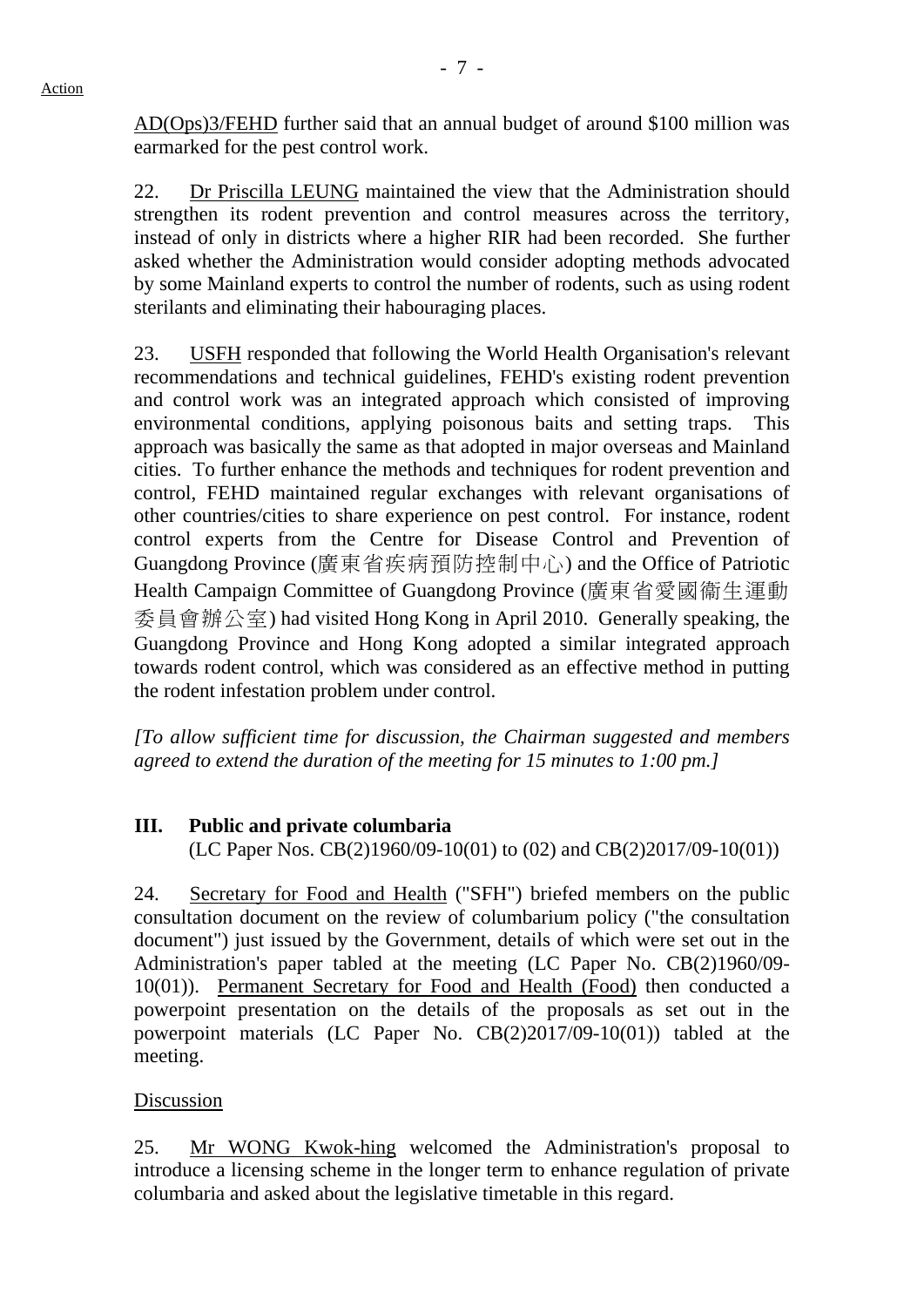Action

AD(Ops)3/FEHD further said that an annual budget of around $100 million was earmarked for the pest control work.

22. Dr Priscilla LEUNG maintained the view that the Administration should strengthen its rodent prevention and control measures across the territory, instead of only in districts where a higher RIR had been recorded. She further asked whether the Administration would consider adopting methods advocated by some Mainland experts to control the number of rodents, such as using rodent sterilants and eliminating their habouraging places.

23. USFH responded that following the World Health Organisation's relevant recommendations and technical guidelines, FEHD's existing rodent prevention and control work was an integrated approach which consisted of improving environmental conditions, applying poisonous baits and setting traps. This approach was basically the same as that adopted in major overseas and Mainland cities. To further enhance the methods and techniques for rodent prevention and control, FEHD maintained regular exchanges with relevant organisations of other countries/cities to share experience on pest control. For instance, rodent control experts from the Centre for Disease Control and Prevention of Guangdong Province (廣東省疾病預防控制中心) and the Office of Patriotic Health Campaign Committee of Guangdong Province (廣東省愛國衞生運動委員會辦公室) had visited Hong Kong in April 2010. Generally speaking, the Guangdong Province and Hong Kong adopted a similar integrated approach towards rodent control, which was considered as an effective method in putting the rodent infestation problem under control.

*[To allow sufficient time for discussion, the Chairman suggested and members agreed to extend the duration of the meeting for 15 minutes to 1:00 pm.]*

## III. Public and private columbaria

(LC Paper Nos. CB(2)1960/09-10(01) to (02) and CB(2)2017/09-10(01))

24. Secretary for Food and Health ("SFH") briefed members on the public consultation document on the review of columbarium policy ("the consultation document") just issued by the Government, details of which were set out in the Administration's paper tabled at the meeting (LC Paper No. CB(2)1960/09-10(01)). Permanent Secretary for Food and Health (Food) then conducted a powerpoint presentation on the details of the proposals as set out in the powerpoint materials (LC Paper No. CB(2)2017/09-10(01)) tabled at the meeting.

Discussion

25. Mr WONG Kwok-hing welcomed the Administration's proposal to introduce a licensing scheme in the longer term to enhance regulation of private columbaria and asked about the legislative timetable in this regard.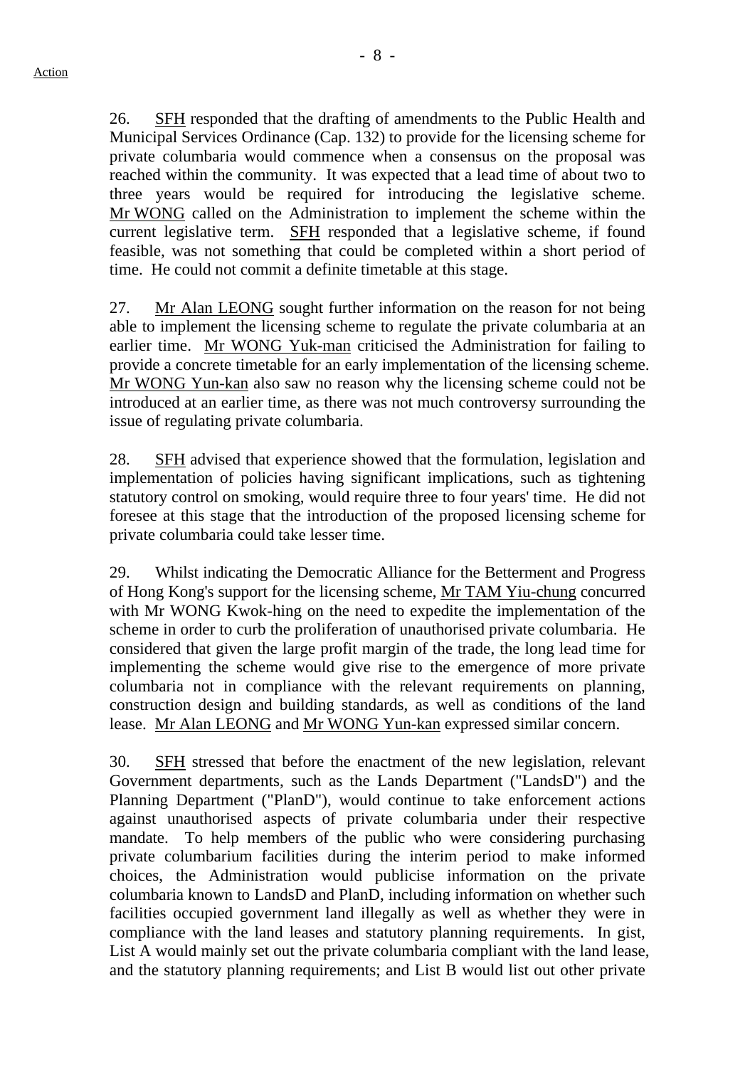26. SFH responded that the drafting of amendments to the Public Health and Municipal Services Ordinance (Cap. 132) to provide for the licensing scheme for private columbaria would commence when a consensus on the proposal was reached within the community. It was expected that a lead time of about two to three years would be required for introducing the legislative scheme. Mr WONG called on the Administration to implement the scheme within the current legislative term. SFH responded that a legislative scheme, if found feasible, was not something that could be completed within a short period of time. He could not commit a definite timetable at this stage.

27. Mr Alan LEONG sought further information on the reason for not being able to implement the licensing scheme to regulate the private columbaria at an earlier time. Mr WONG Yuk-man criticised the Administration for failing to provide a concrete timetable for an early implementation of the licensing scheme. Mr WONG Yun-kan also saw no reason why the licensing scheme could not be introduced at an earlier time, as there was not much controversy surrounding the issue of regulating private columbaria.

28. SFH advised that experience showed that the formulation, legislation and implementation of policies having significant implications, such as tightening statutory control on smoking, would require three to four years' time. He did not foresee at this stage that the introduction of the proposed licensing scheme for private columbaria could take lesser time.

29. Whilst indicating the Democratic Alliance for the Betterment and Progress of Hong Kong's support for the licensing scheme, Mr TAM Yiu-chung concurred with Mr WONG Kwok-hing on the need to expedite the implementation of the scheme in order to curb the proliferation of unauthorised private columbaria. He considered that given the large profit margin of the trade, the long lead time for implementing the scheme would give rise to the emergence of more private columbaria not in compliance with the relevant requirements on planning, construction design and building standards, as well as conditions of the land lease. Mr Alan LEONG and Mr WONG Yun-kan expressed similar concern.

30. SFH stressed that before the enactment of the new legislation, relevant Government departments, such as the Lands Department ("LandsD") and the Planning Department ("PlanD"), would continue to take enforcement actions against unauthorised aspects of private columbaria under their respective mandate. To help members of the public who were considering purchasing private columbarium facilities during the interim period to make informed choices, the Administration would publicise information on the private columbaria known to LandsD and PlanD, including information on whether such facilities occupied government land illegally as well as whether they were in compliance with the land leases and statutory planning requirements. In gist, List A would mainly set out the private columbaria compliant with the land lease, and the statutory planning requirements; and List B would list out other private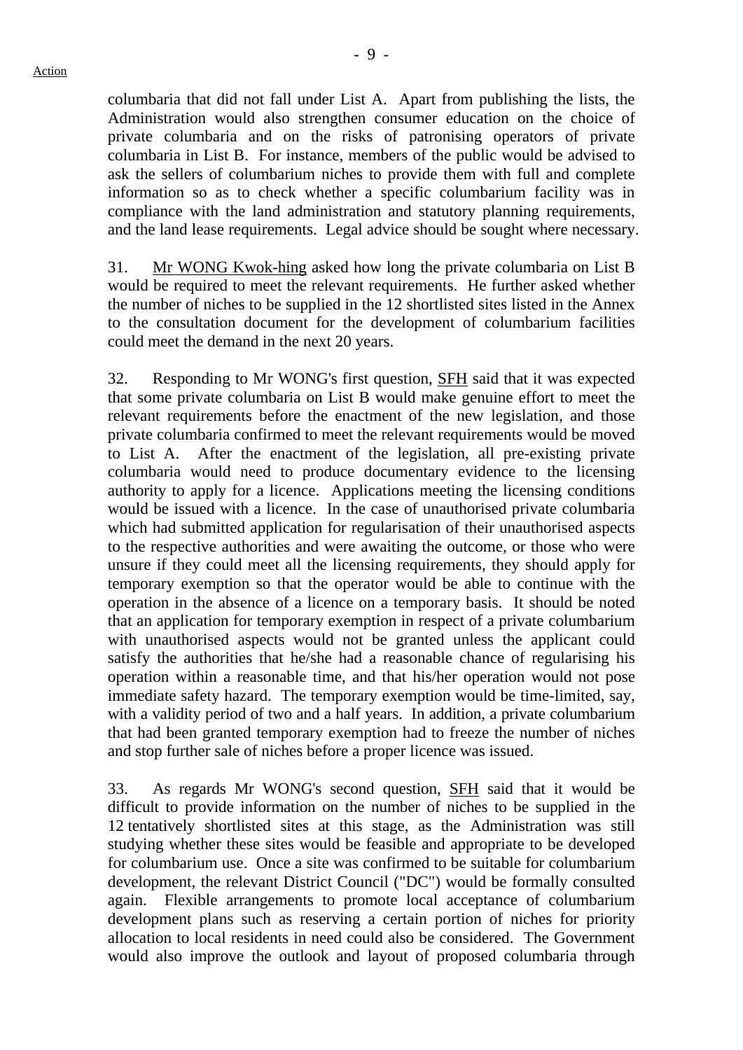columbaria that did not fall under List A. Apart from publishing the lists, the Administration would also strengthen consumer education on the choice of private columbaria and on the risks of patronising operators of private columbaria in List B. For instance, members of the public would be advised to ask the sellers of columbarium niches to provide them with full and complete information so as to check whether a specific columbarium facility was in compliance with the land administration and statutory planning requirements, and the land lease requirements. Legal advice should be sought where necessary.

31. Mr WONG Kwok-hing asked how long the private columbaria on List B would be required to meet the relevant requirements. He further asked whether the number of niches to be supplied in the 12 shortlisted sites listed in the Annex to the consultation document for the development of columbarium facilities could meet the demand in the next 20 years.

32. Responding to Mr WONG's first question, SFH said that it was expected that some private columbaria on List B would make genuine effort to meet the relevant requirements before the enactment of the new legislation, and those private columbaria confirmed to meet the relevant requirements would be moved to List A. After the enactment of the legislation, all pre-existing private columbaria would need to produce documentary evidence to the licensing authority to apply for a licence. Applications meeting the licensing conditions would be issued with a licence. In the case of unauthorised private columbaria which had submitted application for regularisation of their unauthorised aspects to the respective authorities and were awaiting the outcome, or those who were unsure if they could meet all the licensing requirements, they should apply for temporary exemption so that the operator would be able to continue with the operation in the absence of a licence on a temporary basis. It should be noted that an application for temporary exemption in respect of a private columbarium with unauthorised aspects would not be granted unless the applicant could satisfy the authorities that he/she had a reasonable chance of regularising his operation within a reasonable time, and that his/her operation would not pose immediate safety hazard. The temporary exemption would be time-limited, say, with a validity period of two and a half years. In addition, a private columbarium that had been granted temporary exemption had to freeze the number of niches and stop further sale of niches before a proper licence was issued.

33. As regards Mr WONG's second question, SFH said that it would be difficult to provide information on the number of niches to be supplied in the 12 tentatively shortlisted sites at this stage, as the Administration was still studying whether these sites would be feasible and appropriate to be developed for columbarium use. Once a site was confirmed to be suitable for columbarium development, the relevant District Council ("DC") would be formally consulted again. Flexible arrangements to promote local acceptance of columbarium development plans such as reserving a certain portion of niches for priority allocation to local residents in need could also be considered. The Government would also improve the outlook and layout of proposed columbaria through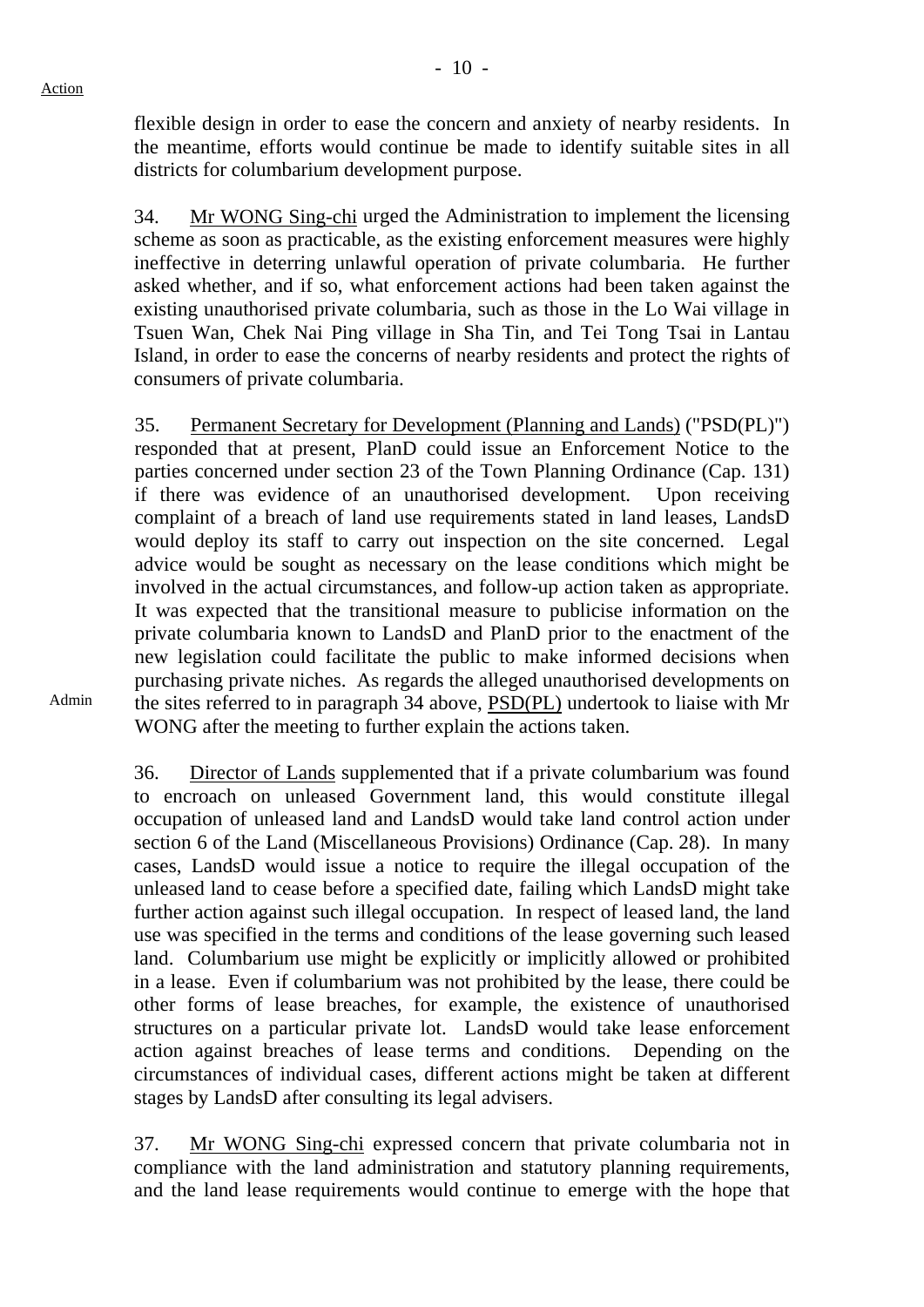flexible design in order to ease the concern and anxiety of nearby residents. In the meantime, efforts would continue be made to identify suitable sites in all districts for columbarium development purpose.

34. Mr WONG Sing-chi urged the Administration to implement the licensing scheme as soon as practicable, as the existing enforcement measures were highly ineffective in deterring unlawful operation of private columbaria. He further asked whether, and if so, what enforcement actions had been taken against the existing unauthorised private columbaria, such as those in the Lo Wai village in Tsuen Wan, Chek Nai Ping village in Sha Tin, and Tei Tong Tsai in Lantau Island, in order to ease the concerns of nearby residents and protect the rights of consumers of private columbaria.

35. Permanent Secretary for Development (Planning and Lands) ("PSD(PL)") responded that at present, PlanD could issue an Enforcement Notice to the parties concerned under section 23 of the Town Planning Ordinance (Cap. 131) if there was evidence of an unauthorised development. Upon receiving complaint of a breach of land use requirements stated in land leases, LandsD would deploy its staff to carry out inspection on the site concerned. Legal advice would be sought as necessary on the lease conditions which might be involved in the actual circumstances, and follow-up action taken as appropriate. It was expected that the transitional measure to publicise information on the private columbaria known to LandsD and PlanD prior to the enactment of the new legislation could facilitate the public to make informed decisions when purchasing private niches. As regards the alleged unauthorised developments on the sites referred to in paragraph 34 above, PSD(PL) undertook to liaise with Mr WONG after the meeting to further explain the actions taken.

Admin

36. Director of Lands supplemented that if a private columbarium was found to encroach on unleased Government land, this would constitute illegal occupation of unleased land and LandsD would take land control action under section 6 of the Land (Miscellaneous Provisions) Ordinance (Cap. 28). In many cases, LandsD would issue a notice to require the illegal occupation of the unleased land to cease before a specified date, failing which LandsD might take further action against such illegal occupation. In respect of leased land, the land use was specified in the terms and conditions of the lease governing such leased land. Columbarium use might be explicitly or implicitly allowed or prohibited in a lease. Even if columbarium was not prohibited by the lease, there could be other forms of lease breaches, for example, the existence of unauthorised structures on a particular private lot. LandsD would take lease enforcement action against breaches of lease terms and conditions. Depending on the circumstances of individual cases, different actions might be taken at different stages by LandsD after consulting its legal advisers.

37. Mr WONG Sing-chi expressed concern that private columbaria not in compliance with the land administration and statutory planning requirements, and the land lease requirements would continue to emerge with the hope that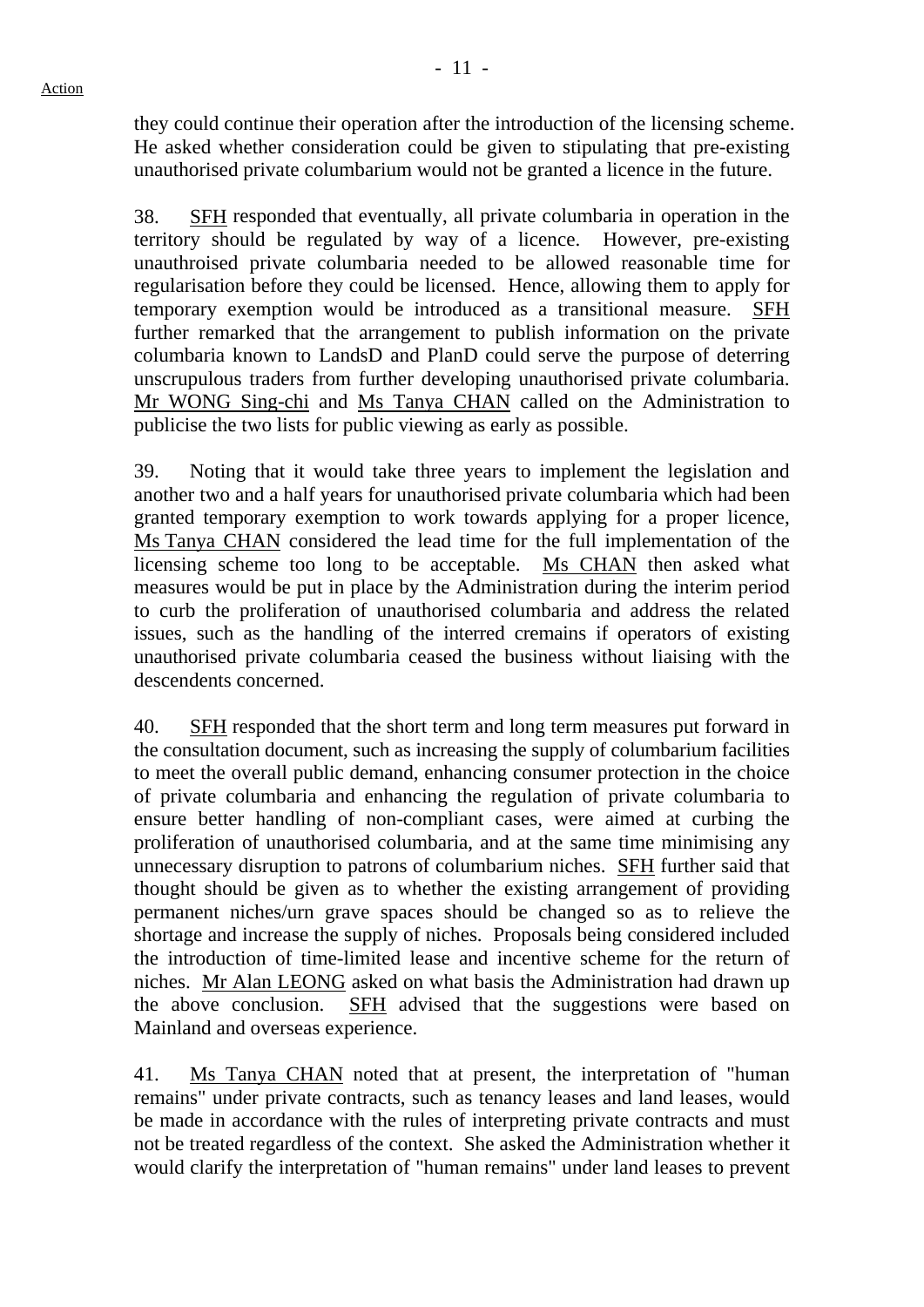they could continue their operation after the introduction of the licensing scheme. He asked whether consideration could be given to stipulating that pre-existing unauthorised private columbarium would not be granted a licence in the future.

38. SFH responded that eventually, all private columbaria in operation in the territory should be regulated by way of a licence. However, pre-existing unauthroised private columbaria needed to be allowed reasonable time for regularisation before they could be licensed. Hence, allowing them to apply for temporary exemption would be introduced as a transitional measure. SFH further remarked that the arrangement to publish information on the private columbaria known to LandsD and PlanD could serve the purpose of deterring unscrupulous traders from further developing unauthorised private columbaria. Mr WONG Sing-chi and Ms Tanya CHAN called on the Administration to publicise the two lists for public viewing as early as possible.

39. Noting that it would take three years to implement the legislation and another two and a half years for unauthorised private columbaria which had been granted temporary exemption to work towards applying for a proper licence, Ms Tanya CHAN considered the lead time for the full implementation of the licensing scheme too long to be acceptable. Ms CHAN then asked what measures would be put in place by the Administration during the interim period to curb the proliferation of unauthorised columbaria and address the related issues, such as the handling of the interred cremains if operators of existing unauthorised private columbaria ceased the business without liaising with the descendents concerned.

40. SFH responded that the short term and long term measures put forward in the consultation document, such as increasing the supply of columbarium facilities to meet the overall public demand, enhancing consumer protection in the choice of private columbaria and enhancing the regulation of private columbaria to ensure better handling of non-compliant cases, were aimed at curbing the proliferation of unauthorised columbaria, and at the same time minimising any unnecessary disruption to patrons of columbarium niches. SFH further said that thought should be given as to whether the existing arrangement of providing permanent niches/urn grave spaces should be changed so as to relieve the shortage and increase the supply of niches. Proposals being considered included the introduction of time-limited lease and incentive scheme for the return of niches. Mr Alan LEONG asked on what basis the Administration had drawn up the above conclusion. SFH advised that the suggestions were based on Mainland and overseas experience.

41. Ms Tanya CHAN noted that at present, the interpretation of "human remains" under private contracts, such as tenancy leases and land leases, would be made in accordance with the rules of interpreting private contracts and must not be treated regardless of the context. She asked the Administration whether it would clarify the interpretation of "human remains" under land leases to prevent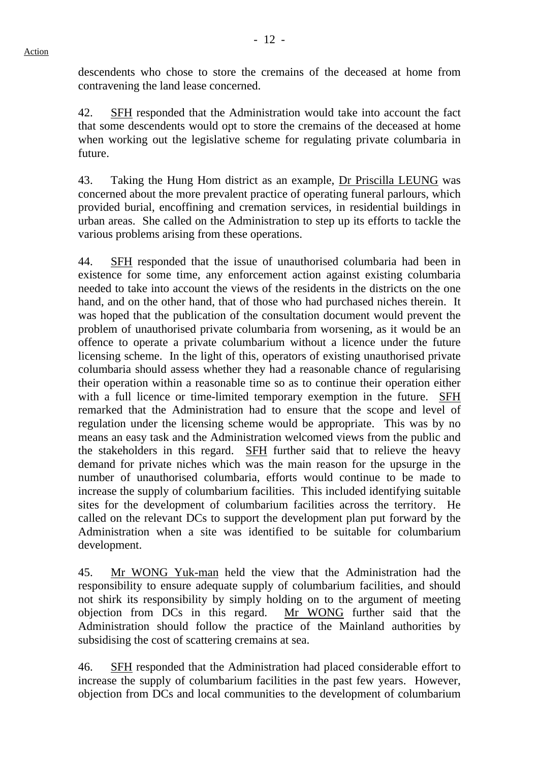descendents who chose to store the cremains of the deceased at home from contravening the land lease concerned.

42. SFH responded that the Administration would take into account the fact that some descendents would opt to store the cremains of the deceased at home when working out the legislative scheme for regulating private columbaria in future.

43. Taking the Hung Hom district as an example, Dr Priscilla LEUNG was concerned about the more prevalent practice of operating funeral parlours, which provided burial, encoffining and cremation services, in residential buildings in urban areas. She called on the Administration to step up its efforts to tackle the various problems arising from these operations.

44. SFH responded that the issue of unauthorised columbaria had been in existence for some time, any enforcement action against existing columbaria needed to take into account the views of the residents in the districts on the one hand, and on the other hand, that of those who had purchased niches therein. It was hoped that the publication of the consultation document would prevent the problem of unauthorised private columbaria from worsening, as it would be an offence to operate a private columbarium without a licence under the future licensing scheme. In the light of this, operators of existing unauthorised private columbaria should assess whether they had a reasonable chance of regularising their operation within a reasonable time so as to continue their operation either with a full licence or time-limited temporary exemption in the future. SFH remarked that the Administration had to ensure that the scope and level of regulation under the licensing scheme would be appropriate. This was by no means an easy task and the Administration welcomed views from the public and the stakeholders in this regard. SFH further said that to relieve the heavy demand for private niches which was the main reason for the upsurge in the number of unauthorised columbaria, efforts would continue to be made to increase the supply of columbarium facilities. This included identifying suitable sites for the development of columbarium facilities across the territory. He called on the relevant DCs to support the development plan put forward by the Administration when a site was identified to be suitable for columbarium development.

45. Mr WONG Yuk-man held the view that the Administration had the responsibility to ensure adequate supply of columbarium facilities, and should not shirk its responsibility by simply holding on to the argument of meeting objection from DCs in this regard. Mr WONG further said that the Administration should follow the practice of the Mainland authorities by subsidising the cost of scattering cremains at sea.

46. SFH responded that the Administration had placed considerable effort to increase the supply of columbarium facilities in the past few years. However, objection from DCs and local communities to the development of columbarium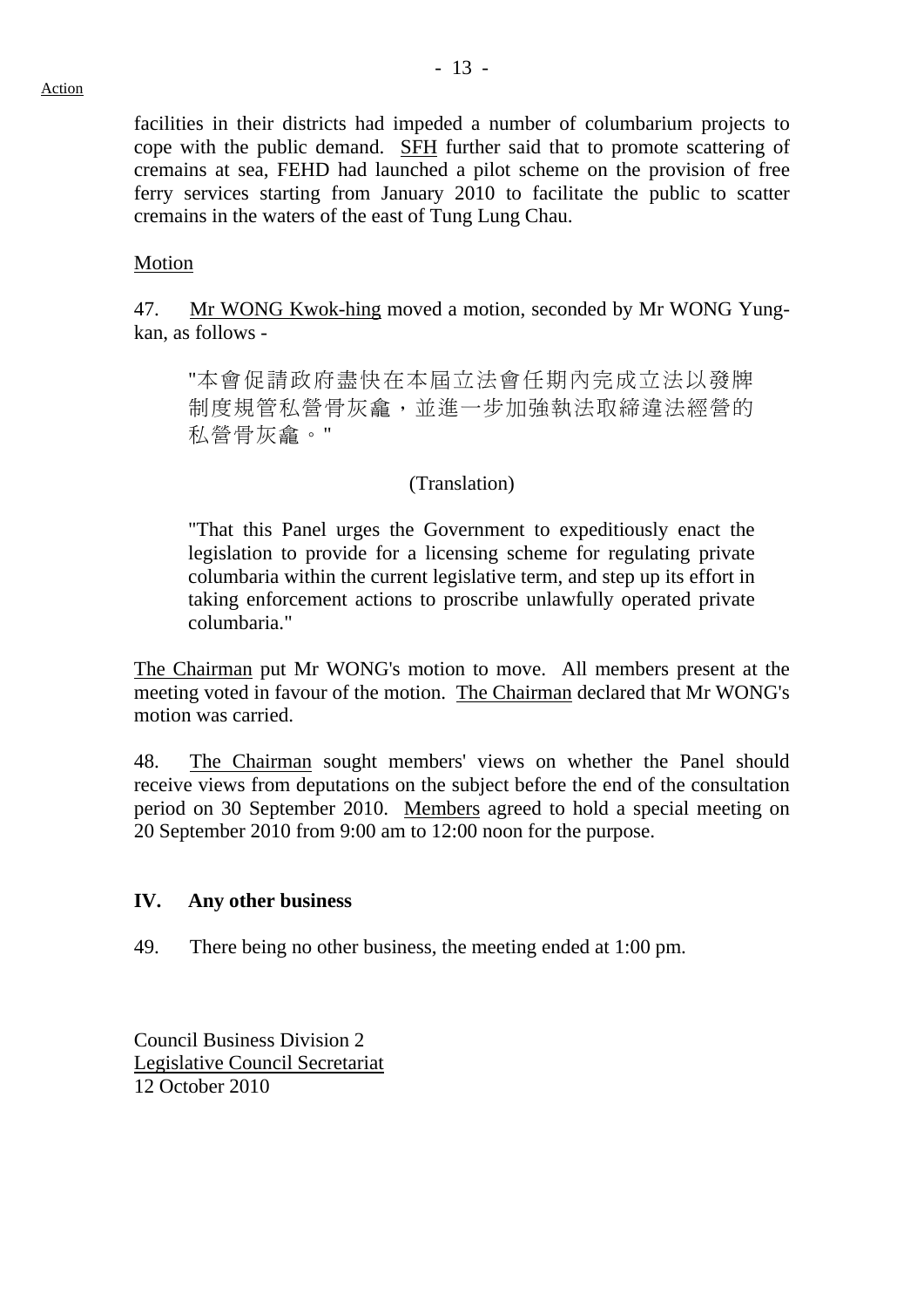Action

facilities in their districts had impeded a number of columbarium projects to cope with the public demand. SFH further said that to promote scattering of cremains at sea, FEHD had launched a pilot scheme on the provision of free ferry services starting from January 2010 to facilitate the public to scatter cremains in the waters of the east of Tung Lung Chau.

Motion

47. Mr WONG Kwok-hing moved a motion, seconded by Mr WONG Yung-kan, as follows -

> "本會促請政府盡快在本屆立法會任期內完成立法以發牌制度規管私營骨灰龕，並進一步加強執法取締違法經營的私營骨灰龕。"
>
> (Translation)
>
> "That this Panel urges the Government to expeditiously enact the legislation to provide for a licensing scheme for regulating private columbaria within the current legislative term, and step up its effort in taking enforcement actions to proscribe unlawfully operated private columbaria."

The Chairman put Mr WONG's motion to move. All members present at the meeting voted in favour of the motion. The Chairman declared that Mr WONG's motion was carried.

48. The Chairman sought members' views on whether the Panel should receive views from deputations on the subject before the end of the consultation period on 30 September 2010. Members agreed to hold a special meeting on 20 September 2010 from 9:00 am to 12:00 noon for the purpose.

## IV. Any other business

49. There being no other business, the meeting ended at 1:00 pm.

Council Business Division 2
Legislative Council Secretariat
12 October 2010